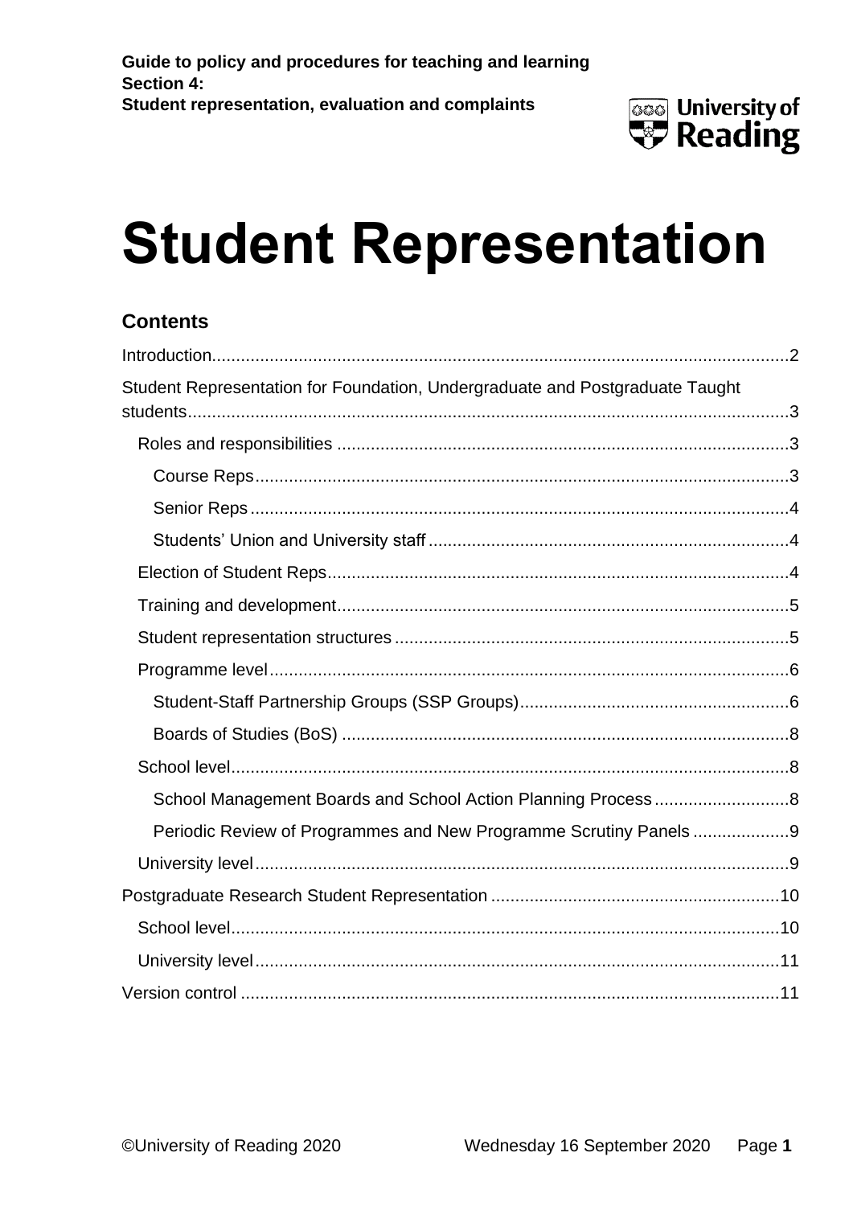**Guide to policy and procedures for teaching and learning**
**Section 4:**
**Student representation, evaluation and complaints**

# Student Representation

## Contents

Introduction......2

Student Representation for Foundation, Undergraduate and Postgraduate Taught students......3

- Roles and responsibilities......3
  - Course Reps......3
  - Senior Reps......4
  - Students' Union and University staff......4
- Election of Student Reps......4
- Training and development......5
- Student representation structures......5
- Programme level......6
  - Student-Staff Partnership Groups (SSP Groups)......6
  - Boards of Studies (BoS)......8
- School level......8
  - School Management Boards and School Action Planning Process......8
  - Periodic Review of Programmes and New Programme Scrutiny Panels......9
- University level......9

Postgraduate Research Student Representation......10

- School level......10
- University level......11

Version control......11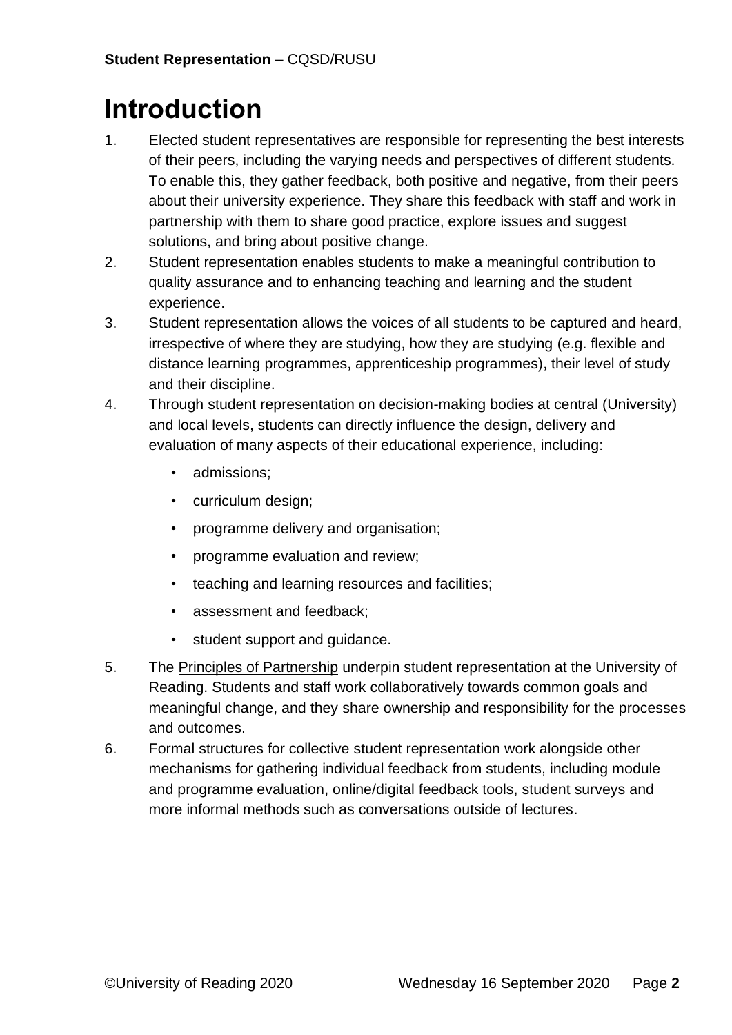# Introduction

1. Elected student representatives are responsible for representing the best interests of their peers, including the varying needs and perspectives of different students. To enable this, they gather feedback, both positive and negative, from their peers about their university experience. They share this feedback with staff and work in partnership with them to share good practice, explore issues and suggest solutions, and bring about positive change.
2. Student representation enables students to make a meaningful contribution to quality assurance and to enhancing teaching and learning and the student experience.
3. Student representation allows the voices of all students to be captured and heard, irrespective of where they are studying, how they are studying (e.g. flexible and distance learning programmes, apprenticeship programmes), their level of study and their discipline.
4. Through student representation on decision-making bodies at central (University) and local levels, students can directly influence the design, delivery and evaluation of many aspects of their educational experience, including:
   - admissions;
   - curriculum design;
   - programme delivery and organisation;
   - programme evaluation and review;
   - teaching and learning resources and facilities;
   - assessment and feedback;
   - student support and guidance.
5. The Principles of Partnership underpin student representation at the University of Reading. Students and staff work collaboratively towards common goals and meaningful change, and they share ownership and responsibility for the processes and outcomes.
6. Formal structures for collective student representation work alongside other mechanisms for gathering individual feedback from students, including module and programme evaluation, online/digital feedback tools, student surveys and more informal methods such as conversations outside of lectures.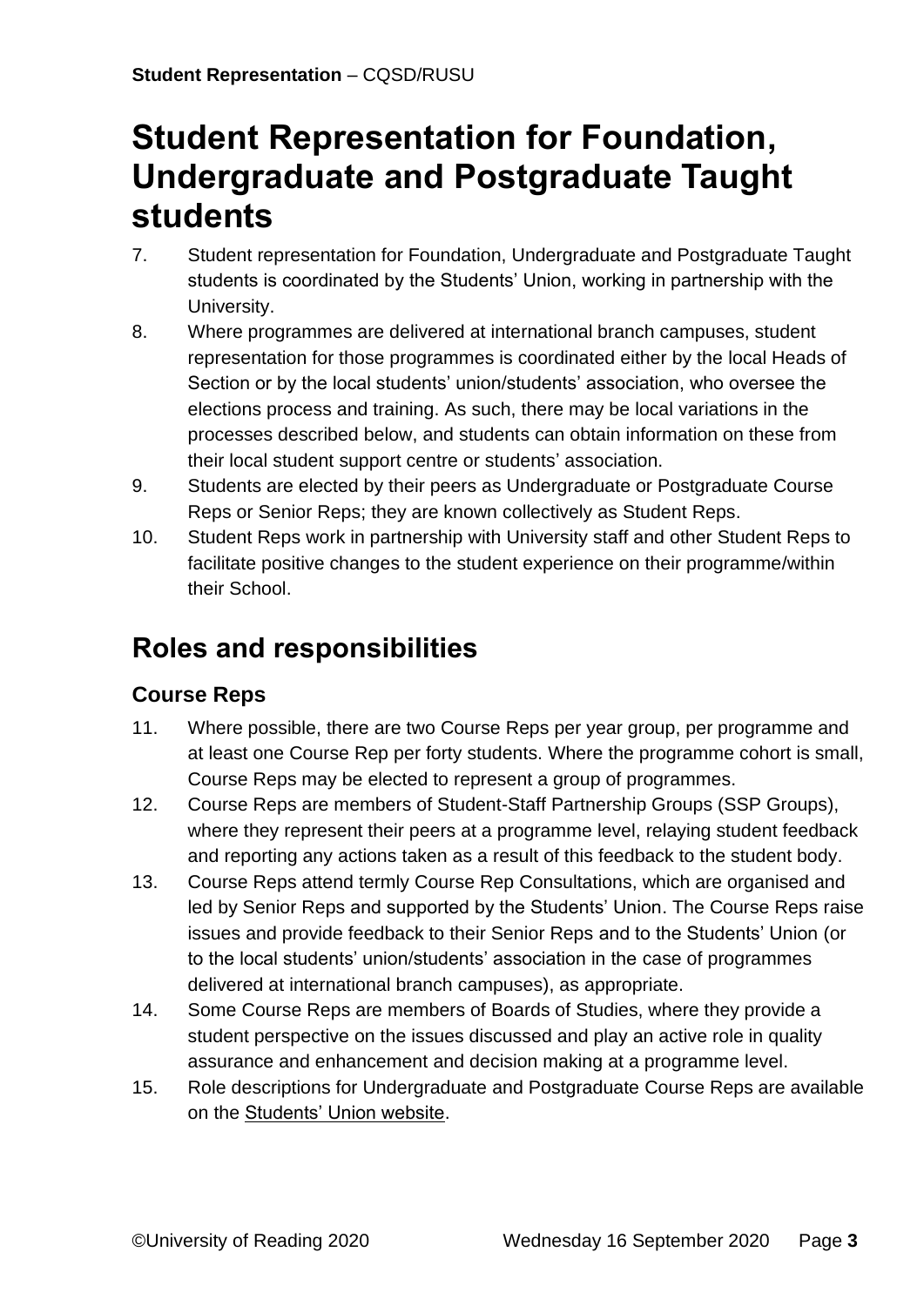# Student Representation for Foundation, Undergraduate and Postgraduate Taught students

7. Student representation for Foundation, Undergraduate and Postgraduate Taught students is coordinated by the Students' Union, working in partnership with the University.
8. Where programmes are delivered at international branch campuses, student representation for those programmes is coordinated either by the local Heads of Section or by the local students' union/students' association, who oversee the elections process and training. As such, there may be local variations in the processes described below, and students can obtain information on these from their local student support centre or students' association.
9. Students are elected by their peers as Undergraduate or Postgraduate Course Reps or Senior Reps; they are known collectively as Student Reps.
10. Student Reps work in partnership with University staff and other Student Reps to facilitate positive changes to the student experience on their programme/within their School.

## Roles and responsibilities

### Course Reps

11. Where possible, there are two Course Reps per year group, per programme and at least one Course Rep per forty students. Where the programme cohort is small, Course Reps may be elected to represent a group of programmes.
12. Course Reps are members of Student-Staff Partnership Groups (SSP Groups), where they represent their peers at a programme level, relaying student feedback and reporting any actions taken as a result of this feedback to the student body.
13. Course Reps attend termly Course Rep Consultations, which are organised and led by Senior Reps and supported by the Students' Union. The Course Reps raise issues and provide feedback to their Senior Reps and to the Students' Union (or to the local students' union/students' association in the case of programmes delivered at international branch campuses), as appropriate.
14. Some Course Reps are members of Boards of Studies, where they provide a student perspective on the issues discussed and play an active role in quality assurance and enhancement and decision making at a programme level.
15. Role descriptions for Undergraduate and Postgraduate Course Reps are available on the Students' Union website.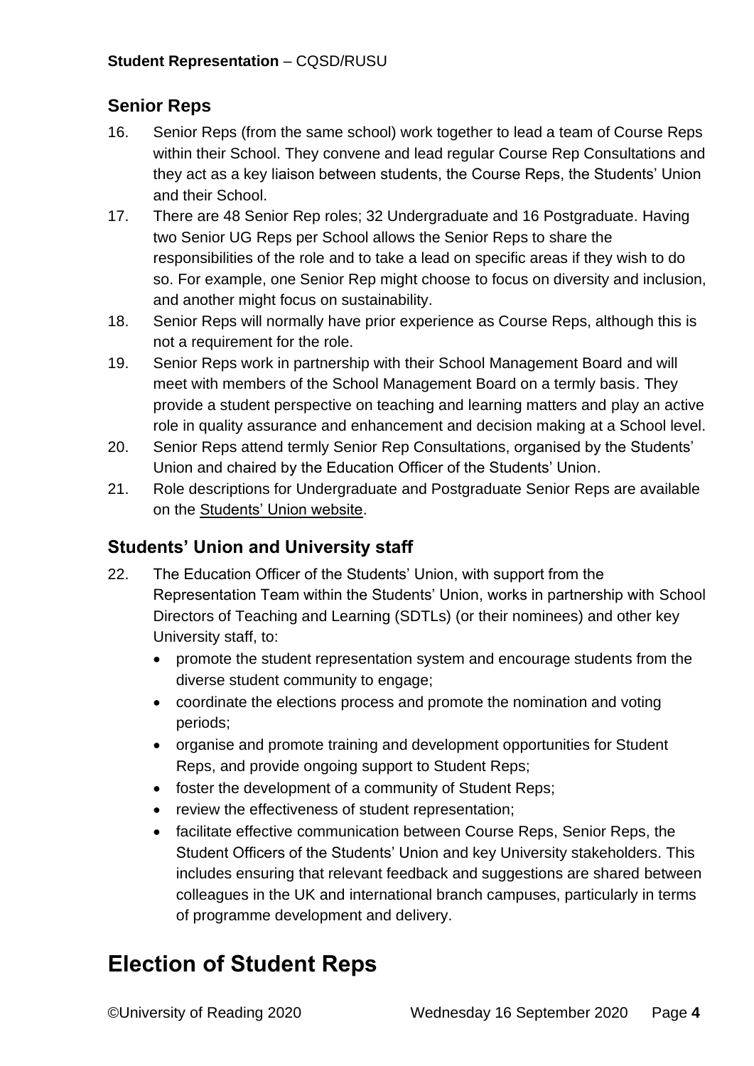## Senior Reps

16. Senior Reps (from the same school) work together to lead a team of Course Reps within their School. They convene and lead regular Course Rep Consultations and they act as a key liaison between students, the Course Reps, the Students' Union and their School.
17. There are 48 Senior Rep roles; 32 Undergraduate and 16 Postgraduate. Having two Senior UG Reps per School allows the Senior Reps to share the responsibilities of the role and to take a lead on specific areas if they wish to do so. For example, one Senior Rep might choose to focus on diversity and inclusion, and another might focus on sustainability.
18. Senior Reps will normally have prior experience as Course Reps, although this is not a requirement for the role.
19. Senior Reps work in partnership with their School Management Board and will meet with members of the School Management Board on a termly basis. They provide a student perspective on teaching and learning matters and play an active role in quality assurance and enhancement and decision making at a School level.
20. Senior Reps attend termly Senior Rep Consultations, organised by the Students' Union and chaired by the Education Officer of the Students' Union.
21. Role descriptions for Undergraduate and Postgraduate Senior Reps are available on the Students' Union website.

## Students' Union and University staff

22. The Education Officer of the Students' Union, with support from the Representation Team within the Students' Union, works in partnership with School Directors of Teaching and Learning (SDTLs) (or their nominees) and other key University staff, to:
    - promote the student representation system and encourage students from the diverse student community to engage;
    - coordinate the elections process and promote the nomination and voting periods;
    - organise and promote training and development opportunities for Student Reps, and provide ongoing support to Student Reps;
    - foster the development of a community of Student Reps;
    - review the effectiveness of student representation;
    - facilitate effective communication between Course Reps, Senior Reps, the Student Officers of the Students' Union and key University stakeholders. This includes ensuring that relevant feedback and suggestions are shared between colleagues in the UK and international branch campuses, particularly in terms of programme development and delivery.

# Election of Student Reps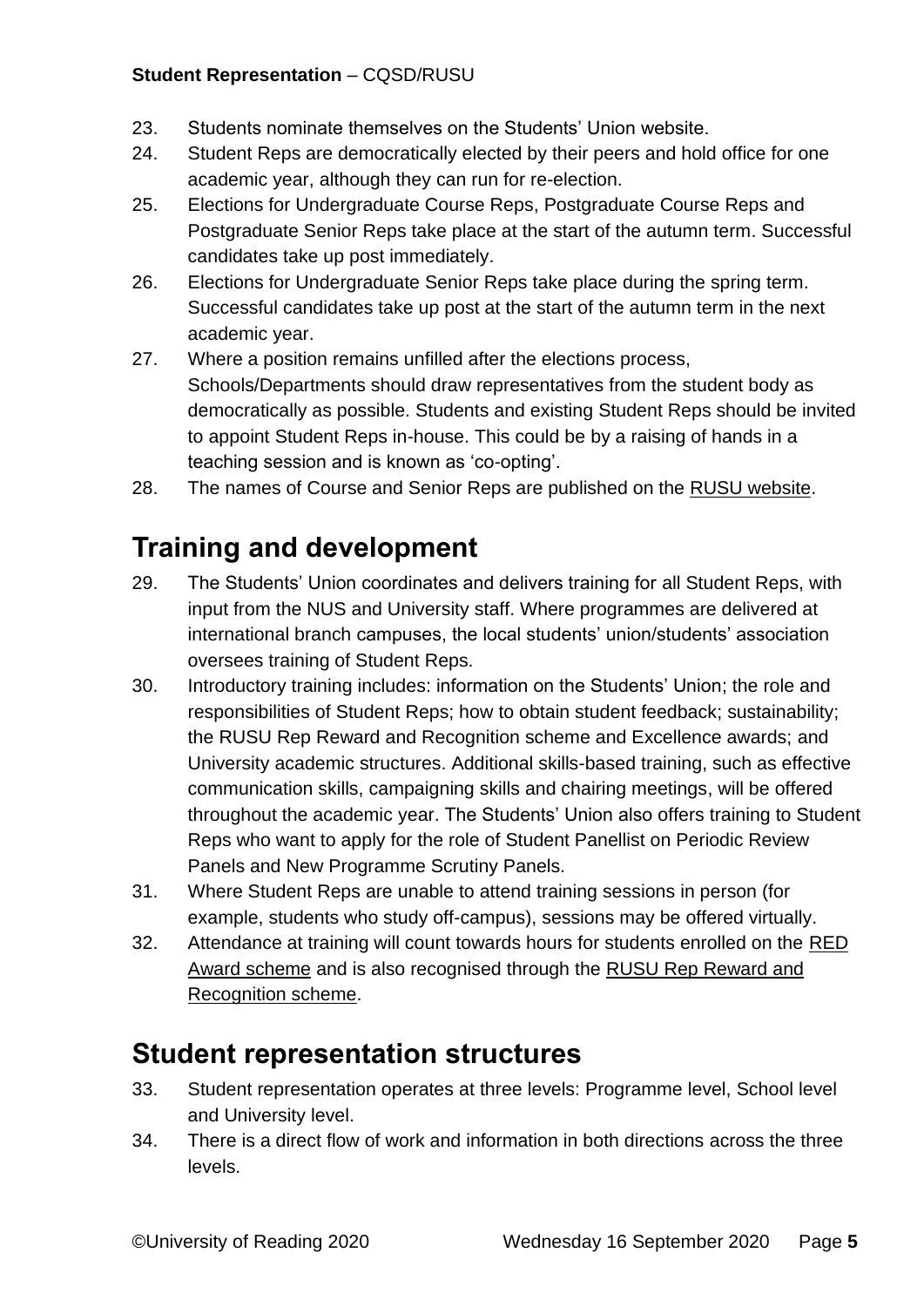23. Students nominate themselves on the Students' Union website.
24. Student Reps are democratically elected by their peers and hold office for one academic year, although they can run for re-election.
25. Elections for Undergraduate Course Reps, Postgraduate Course Reps and Postgraduate Senior Reps take place at the start of the autumn term. Successful candidates take up post immediately.
26. Elections for Undergraduate Senior Reps take place during the spring term. Successful candidates take up post at the start of the autumn term in the next academic year.
27. Where a position remains unfilled after the elections process, Schools/Departments should draw representatives from the student body as democratically as possible. Students and existing Student Reps should be invited to appoint Student Reps in-house. This could be by a raising of hands in a teaching session and is known as 'co-opting'.
28. The names of Course and Senior Reps are published on the RUSU website.

## Training and development

29. The Students' Union coordinates and delivers training for all Student Reps, with input from the NUS and University staff. Where programmes are delivered at international branch campuses, the local students' union/students' association oversees training of Student Reps.
30. Introductory training includes: information on the Students' Union; the role and responsibilities of Student Reps; how to obtain student feedback; sustainability; the RUSU Rep Reward and Recognition scheme and Excellence awards; and University academic structures. Additional skills-based training, such as effective communication skills, campaigning skills and chairing meetings, will be offered throughout the academic year. The Students' Union also offers training to Student Reps who want to apply for the role of Student Panellist on Periodic Review Panels and New Programme Scrutiny Panels.
31. Where Student Reps are unable to attend training sessions in person (for example, students who study off-campus), sessions may be offered virtually.
32. Attendance at training will count towards hours for students enrolled on the RED Award scheme and is also recognised through the RUSU Rep Reward and Recognition scheme.

## Student representation structures

33. Student representation operates at three levels: Programme level, School level and University level.
34. There is a direct flow of work and information in both directions across the three levels.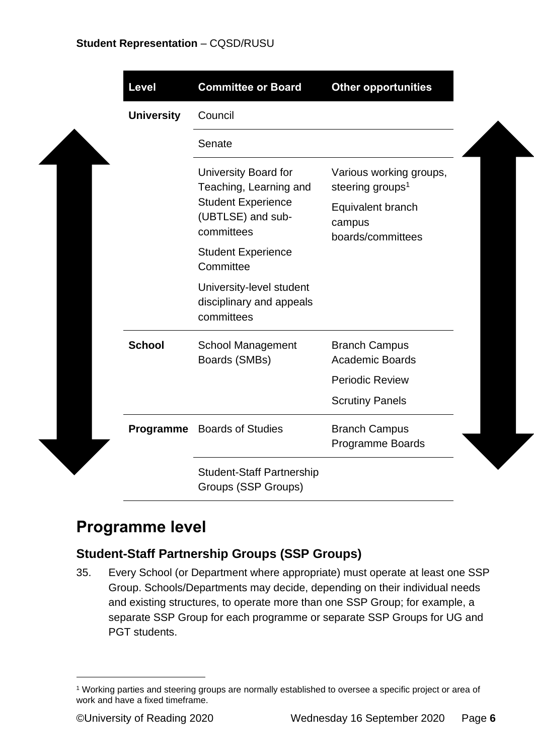| Level | Committee or Board | Other opportunities |
|---|---|---|
| **University** | Council | |
| | Senate | |
| | University Board for Teaching, Learning and Student Experience (UBTLSE) and sub-committees<br>Student Experience Committee<br>University-level student disciplinary and appeals committees | Various working groups, steering groups[1]<br>Equivalent branch campus boards/committees |
| **School** | School Management Boards (SMBs) | Branch Campus Academic Boards<br>Periodic Review<br>Scrutiny Panels |
| **Programme** | Boards of Studies | Branch Campus Programme Boards |
| | Student-Staff Partnership Groups (SSP Groups) | |

## Programme level

### Student-Staff Partnership Groups (SSP Groups)

35. Every School (or Department where appropriate) must operate at least one SSP Group. Schools/Departments may decide, depending on their individual needs and existing structures, to operate more than one SSP Group; for example, a separate SSP Group for each programme or separate SSP Groups for UG and PGT students.

[1] Working parties and steering groups are normally established to oversee a specific project or area of work and have a fixed timeframe.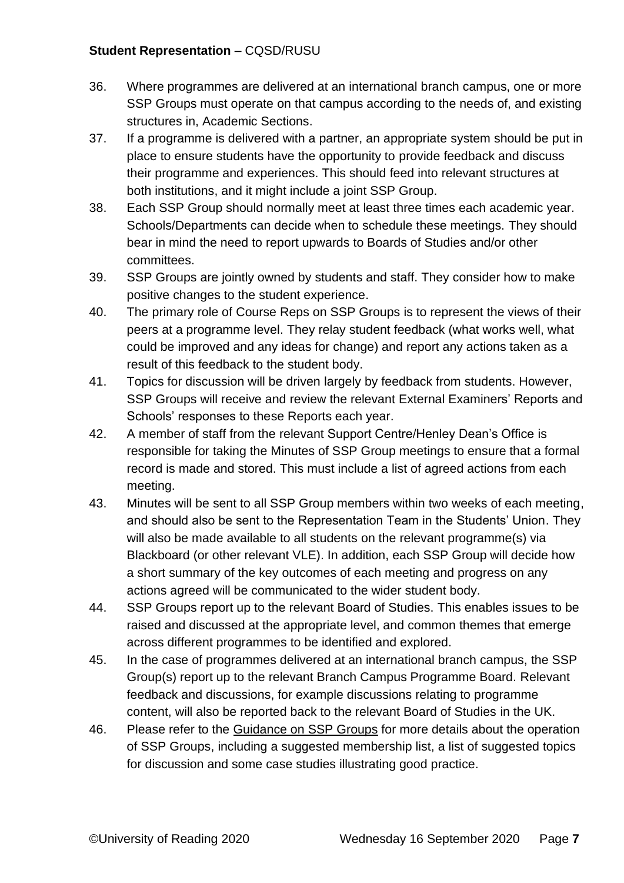36. Where programmes are delivered at an international branch campus, one or more SSP Groups must operate on that campus according to the needs of, and existing structures in, Academic Sections.
37. If a programme is delivered with a partner, an appropriate system should be put in place to ensure students have the opportunity to provide feedback and discuss their programme and experiences. This should feed into relevant structures at both institutions, and it might include a joint SSP Group.
38. Each SSP Group should normally meet at least three times each academic year. Schools/Departments can decide when to schedule these meetings. They should bear in mind the need to report upwards to Boards of Studies and/or other committees.
39. SSP Groups are jointly owned by students and staff. They consider how to make positive changes to the student experience.
40. The primary role of Course Reps on SSP Groups is to represent the views of their peers at a programme level. They relay student feedback (what works well, what could be improved and any ideas for change) and report any actions taken as a result of this feedback to the student body.
41. Topics for discussion will be driven largely by feedback from students. However, SSP Groups will receive and review the relevant External Examiners' Reports and Schools' responses to these Reports each year.
42. A member of staff from the relevant Support Centre/Henley Dean's Office is responsible for taking the Minutes of SSP Group meetings to ensure that a formal record is made and stored. This must include a list of agreed actions from each meeting.
43. Minutes will be sent to all SSP Group members within two weeks of each meeting, and should also be sent to the Representation Team in the Students' Union. They will also be made available to all students on the relevant programme(s) via Blackboard (or other relevant VLE). In addition, each SSP Group will decide how a short summary of the key outcomes of each meeting and progress on any actions agreed will be communicated to the wider student body.
44. SSP Groups report up to the relevant Board of Studies. This enables issues to be raised and discussed at the appropriate level, and common themes that emerge across different programmes to be identified and explored.
45. In the case of programmes delivered at an international branch campus, the SSP Group(s) report up to the relevant Branch Campus Programme Board. Relevant feedback and discussions, for example discussions relating to programme content, will also be reported back to the relevant Board of Studies in the UK.
46. Please refer to the Guidance on SSP Groups for more details about the operation of SSP Groups, including a suggested membership list, a list of suggested topics for discussion and some case studies illustrating good practice.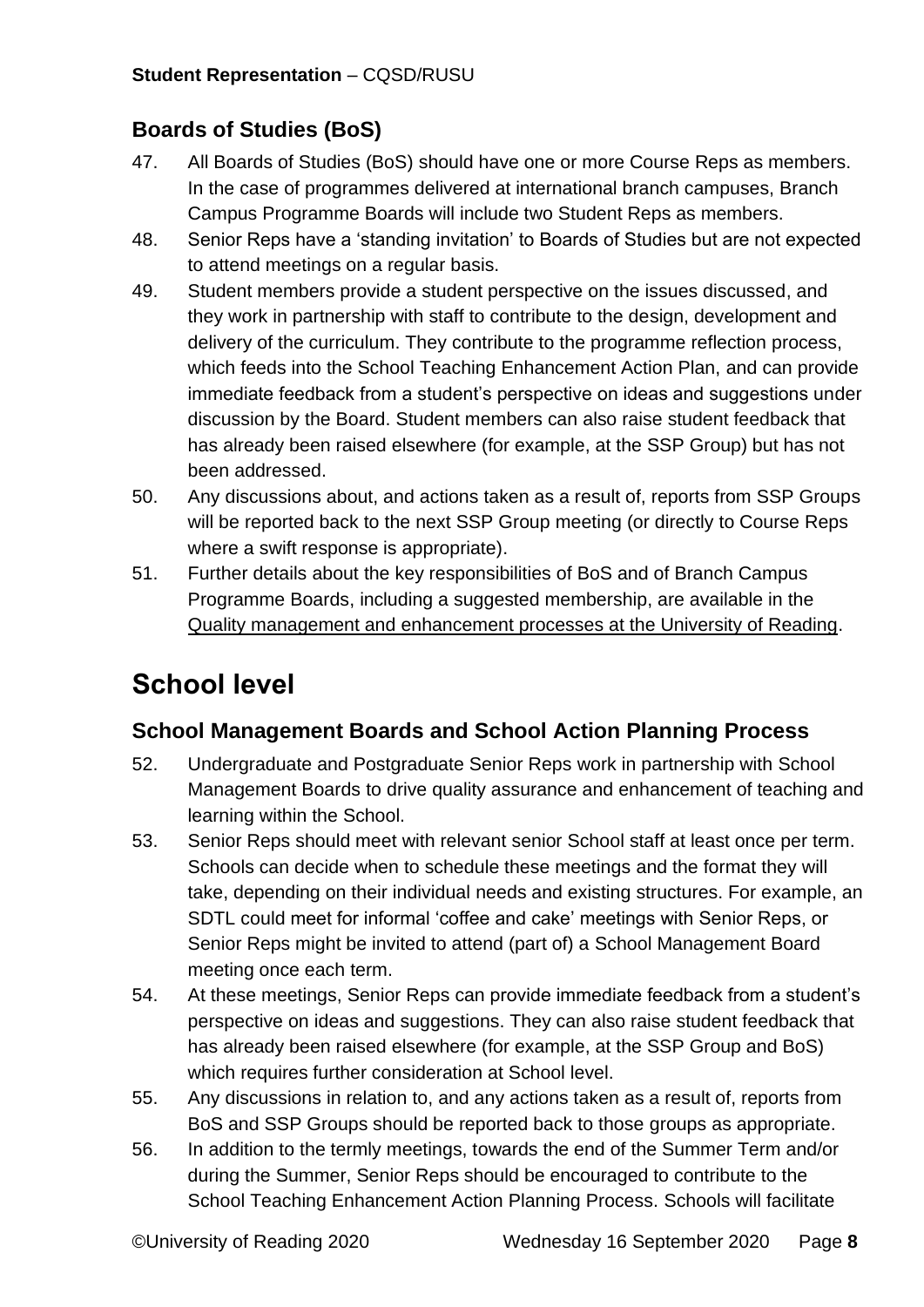## Boards of Studies (BoS)

47. All Boards of Studies (BoS) should have one or more Course Reps as members. In the case of programmes delivered at international branch campuses, Branch Campus Programme Boards will include two Student Reps as members.
48. Senior Reps have a 'standing invitation' to Boards of Studies but are not expected to attend meetings on a regular basis.
49. Student members provide a student perspective on the issues discussed, and they work in partnership with staff to contribute to the design, development and delivery of the curriculum. They contribute to the programme reflection process, which feeds into the School Teaching Enhancement Action Plan, and can provide immediate feedback from a student's perspective on ideas and suggestions under discussion by the Board. Student members can also raise student feedback that has already been raised elsewhere (for example, at the SSP Group) but has not been addressed.
50. Any discussions about, and actions taken as a result of, reports from SSP Groups will be reported back to the next SSP Group meeting (or directly to Course Reps where a swift response is appropriate).
51. Further details about the key responsibilities of BoS and of Branch Campus Programme Boards, including a suggested membership, are available in the Quality management and enhancement processes at the University of Reading.

# School level

## School Management Boards and School Action Planning Process

52. Undergraduate and Postgraduate Senior Reps work in partnership with School Management Boards to drive quality assurance and enhancement of teaching and learning within the School.
53. Senior Reps should meet with relevant senior School staff at least once per term. Schools can decide when to schedule these meetings and the format they will take, depending on their individual needs and existing structures. For example, an SDTL could meet for informal 'coffee and cake' meetings with Senior Reps, or Senior Reps might be invited to attend (part of) a School Management Board meeting once each term.
54. At these meetings, Senior Reps can provide immediate feedback from a student's perspective on ideas and suggestions. They can also raise student feedback that has already been raised elsewhere (for example, at the SSP Group and BoS) which requires further consideration at School level.
55. Any discussions in relation to, and any actions taken as a result of, reports from BoS and SSP Groups should be reported back to those groups as appropriate.
56. In addition to the termly meetings, towards the end of the Summer Term and/or during the Summer, Senior Reps should be encouraged to contribute to the School Teaching Enhancement Action Planning Process. Schools will facilitate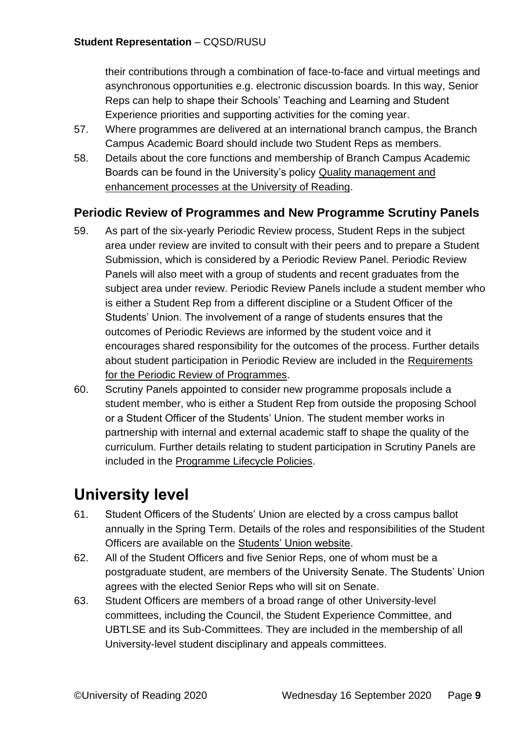their contributions through a combination of face-to-face and virtual meetings and asynchronous opportunities e.g. electronic discussion boards. In this way, Senior Reps can help to shape their Schools' Teaching and Learning and Student Experience priorities and supporting activities for the coming year.

57. Where programmes are delivered at an international branch campus, the Branch Campus Academic Board should include two Student Reps as members.
58. Details about the core functions and membership of Branch Campus Academic Boards can be found in the University's policy Quality management and enhancement processes at the University of Reading.

### Periodic Review of Programmes and New Programme Scrutiny Panels

59. As part of the six-yearly Periodic Review process, Student Reps in the subject area under review are invited to consult with their peers and to prepare a Student Submission, which is considered by a Periodic Review Panel. Periodic Review Panels will also meet with a group of students and recent graduates from the subject area under review. Periodic Review Panels include a student member who is either a Student Rep from a different discipline or a Student Officer of the Students' Union. The involvement of a range of students ensures that the outcomes of Periodic Reviews are informed by the student voice and it encourages shared responsibility for the outcomes of the process. Further details about student participation in Periodic Review are included in the Requirements for the Periodic Review of Programmes.
60. Scrutiny Panels appointed to consider new programme proposals include a student member, who is either a Student Rep from outside the proposing School or a Student Officer of the Students' Union. The student member works in partnership with internal and external academic staff to shape the quality of the curriculum. Further details relating to student participation in Scrutiny Panels are included in the Programme Lifecycle Policies.

## University level

61. Student Officers of the Students' Union are elected by a cross campus ballot annually in the Spring Term. Details of the roles and responsibilities of the Student Officers are available on the Students' Union website.
62. All of the Student Officers and five Senior Reps, one of whom must be a postgraduate student, are members of the University Senate. The Students' Union agrees with the elected Senior Reps who will sit on Senate.
63. Student Officers are members of a broad range of other University-level committees, including the Council, the Student Experience Committee, and UBTLSE and its Sub-Committees. They are included in the membership of all University-level student disciplinary and appeals committees.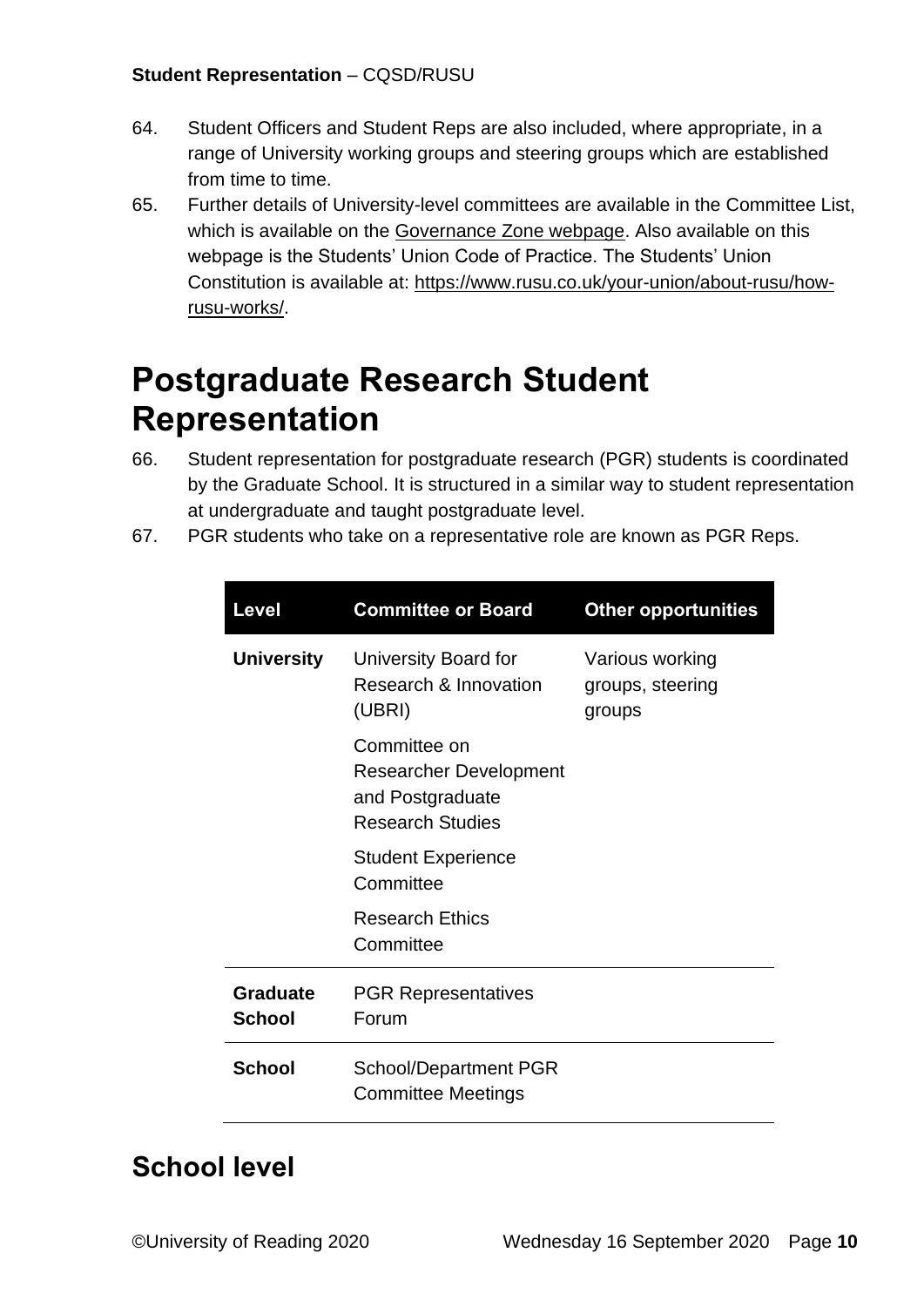64. Student Officers and Student Reps are also included, where appropriate, in a range of University working groups and steering groups which are established from time to time.

65. Further details of University-level committees are available in the Committee List, which is available on the Governance Zone webpage. Also available on this webpage is the Students' Union Code of Practice. The Students' Union Constitution is available at: https://www.rusu.co.uk/your-union/about-rusu/how-rusu-works/.

# Postgraduate Research Student Representation

66. Student representation for postgraduate research (PGR) students is coordinated by the Graduate School. It is structured in a similar way to student representation at undergraduate and taught postgraduate level.

67. PGR students who take on a representative role are known as PGR Reps.

| Level | Committee or Board | Other opportunities |
|---|---|---|
| **University** | University Board for Research & Innovation (UBRI) | Various working groups, steering groups |
| | Committee on Researcher Development and Postgraduate Research Studies | |
| | Student Experience Committee | |
| | Research Ethics Committee | |
| **Graduate School** | PGR Representatives Forum | |
| **School** | School/Department PGR Committee Meetings | |

## School level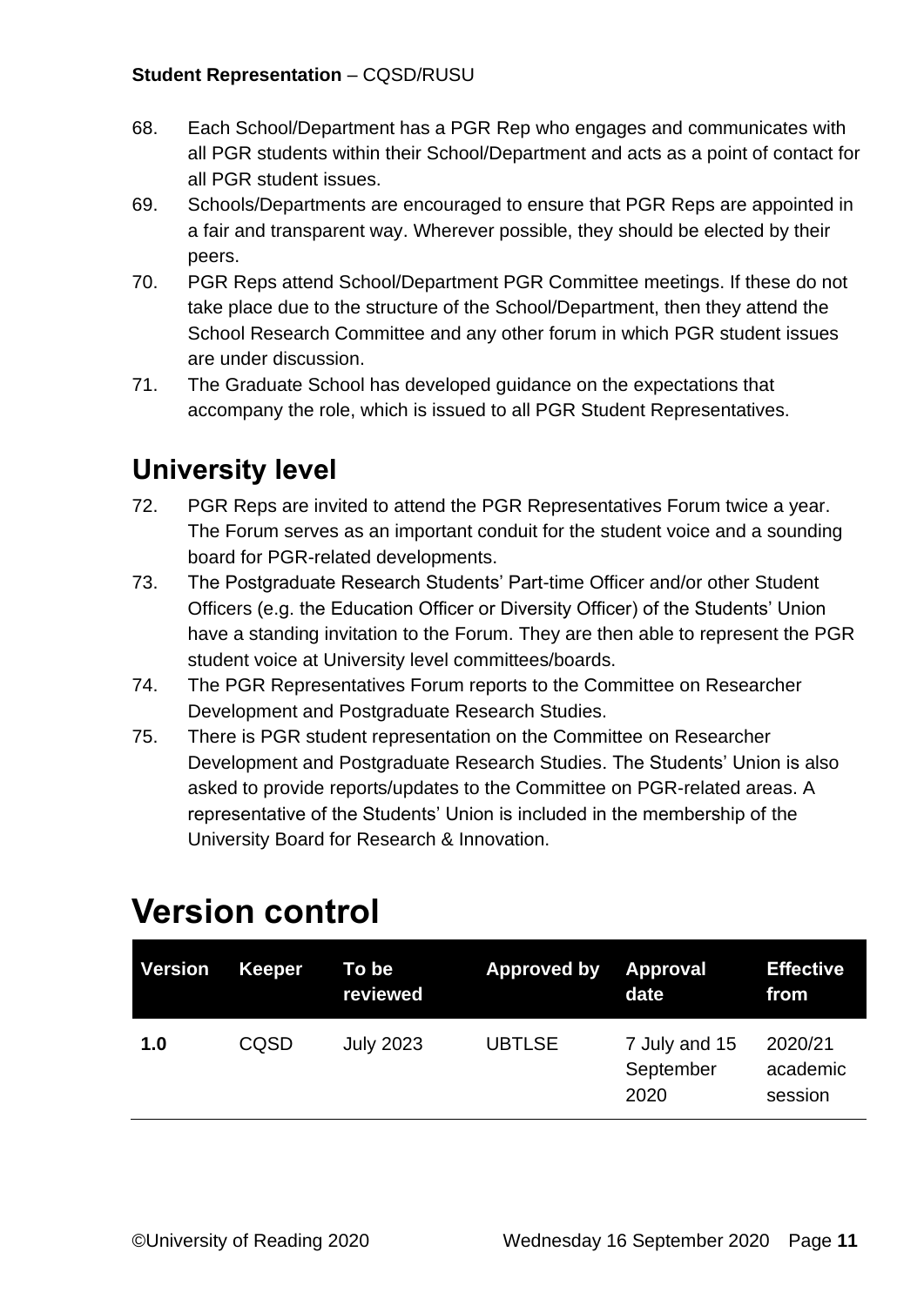68. Each School/Department has a PGR Rep who engages and communicates with all PGR students within their School/Department and acts as a point of contact for all PGR student issues.
69. Schools/Departments are encouraged to ensure that PGR Reps are appointed in a fair and transparent way. Wherever possible, they should be elected by their peers.
70. PGR Reps attend School/Department PGR Committee meetings. If these do not take place due to the structure of the School/Department, then they attend the School Research Committee and any other forum in which PGR student issues are under discussion.
71. The Graduate School has developed guidance on the expectations that accompany the role, which is issued to all PGR Student Representatives.

## University level

72. PGR Reps are invited to attend the PGR Representatives Forum twice a year. The Forum serves as an important conduit for the student voice and a sounding board for PGR-related developments.
73. The Postgraduate Research Students' Part-time Officer and/or other Student Officers (e.g. the Education Officer or Diversity Officer) of the Students' Union have a standing invitation to the Forum. They are then able to represent the PGR student voice at University level committees/boards.
74. The PGR Representatives Forum reports to the Committee on Researcher Development and Postgraduate Research Studies.
75. There is PGR student representation on the Committee on Researcher Development and Postgraduate Research Studies. The Students' Union is also asked to provide reports/updates to the Committee on PGR-related areas. A representative of the Students' Union is included in the membership of the University Board for Research & Innovation.

# Version control

| Version | Keeper | To be reviewed | Approved by | Approval date | Effective from |
|---|---|---|---|---|---|
| **1.0** | CQSD | July 2023 | UBTLSE | 7 July and 15 September 2020 | 2020/21 academic session |